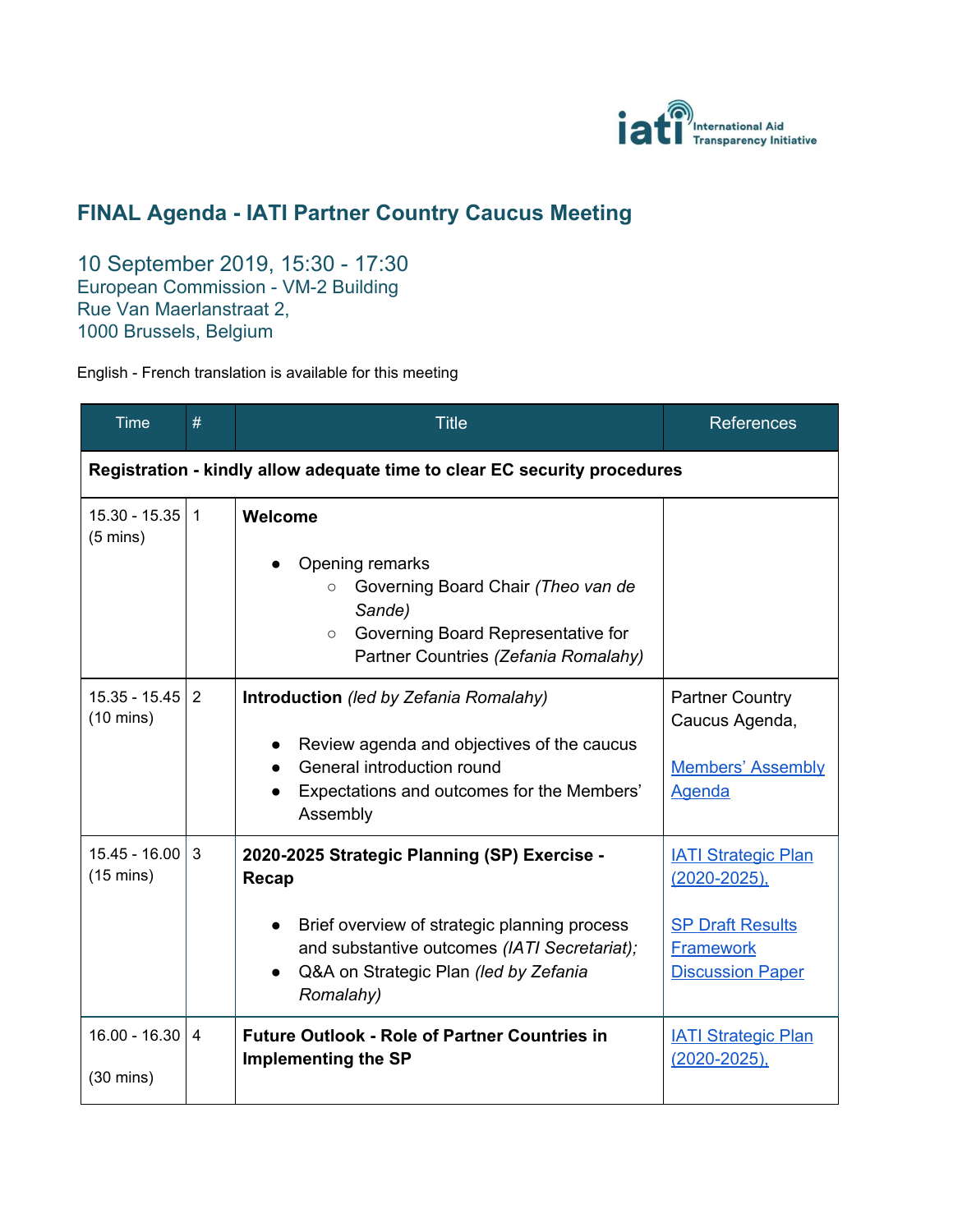## FINAL Agenda - IATI Partner Country Caucus Meeting

10 September 2019, 15:30 - 17:30
European Commission - VM-2 Building
Rue Van Maerlanstraat 2,
1000 Brussels, Belgium

English - French translation is available for this meeting

| Time | # | Title | References |
|---|---|---|---|
| **Registration - kindly allow adequate time to clear EC security procedures** | | | |
| 15.30 - 15.35 (5 mins) | 1 | **Welcome**<br><br>• Opening remarks<br>  ○ Governing Board Chair *(Theo van de Sande)*<br>  ○ Governing Board Representative for Partner Countries *(Zefania Romalahy)* | |
| 15.35 - 15.45 (10 mins) | 2 | **Introduction** *(led by Zefania Romalahy)*<br><br>• Review agenda and objectives of the caucus<br>• General introduction round<br>• Expectations and outcomes for the Members' Assembly | Partner Country Caucus Agenda,<br><br>Members' Assembly Agenda |
| 15.45 - 16.00 (15 mins) | 3 | **2020-2025 Strategic Planning (SP) Exercise - Recap**<br><br>• Brief overview of strategic planning process and substantive outcomes *(IATI Secretariat);*<br>• Q&A on Strategic Plan *(led by Zefania Romalahy)* | IATI Strategic Plan (2020-2025),<br><br>SP Draft Results Framework Discussion Paper |
| 16.00 - 16.30<br><br>(30 mins) | 4 | **Future Outlook - Role of Partner Countries in Implementing the SP** | IATI Strategic Plan (2020-2025), |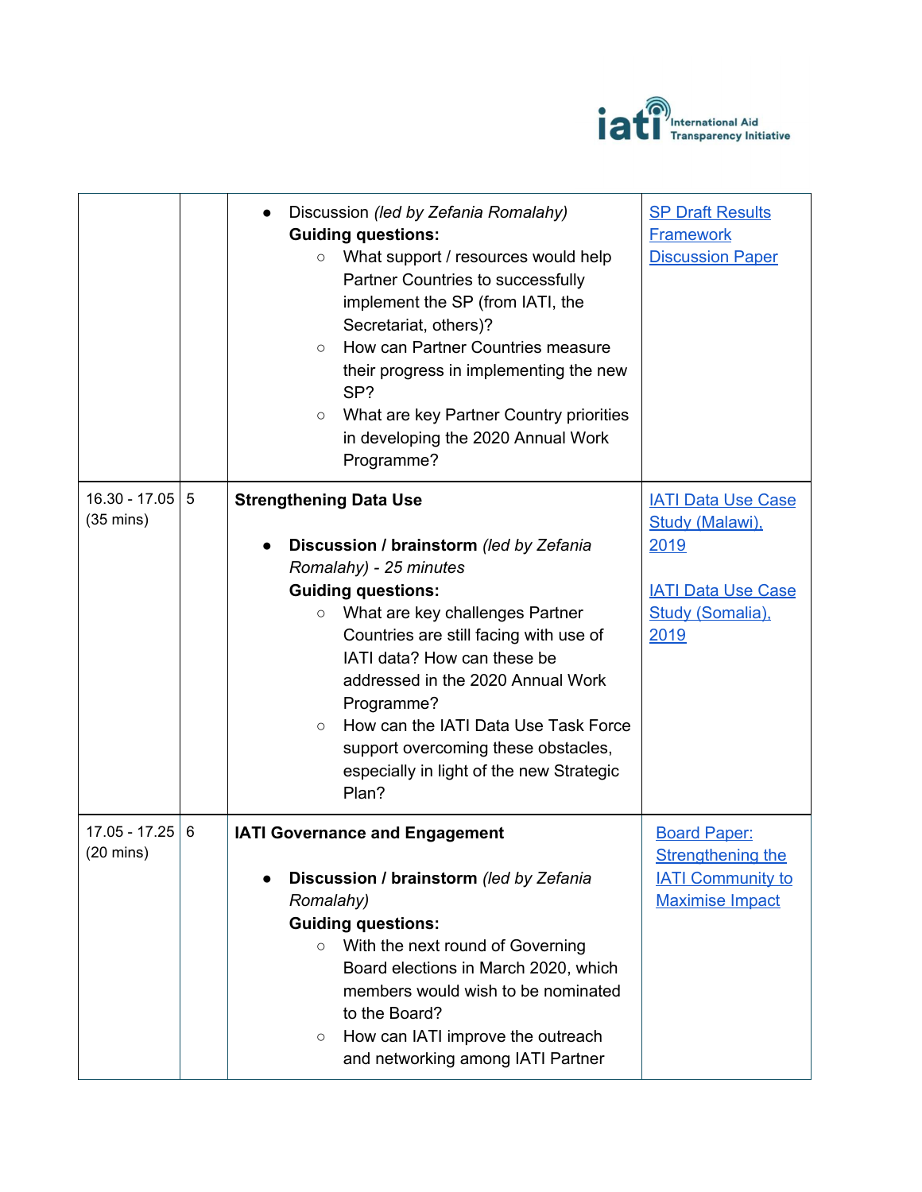| | | | |
|---|---|---|---|
| | | • Discussion *(led by Zefania Romalahy)*<br>**Guiding questions:**<br>◦ What support / resources would help Partner Countries to successfully implement the SP (from IATI, the Secretariat, others)?<br>◦ How can Partner Countries measure their progress in implementing the new SP?<br>◦ What are key Partner Country priorities in developing the 2020 Annual Work Programme? | SP Draft Results Framework Discussion Paper |
| 16.30 - 17.05 (35 mins) | 5 | **Strengthening Data Use**<br><br>• **Discussion / brainstorm** *(led by Zefania Romalahy) - 25 minutes*<br>**Guiding questions:**<br>◦ What are key challenges Partner Countries are still facing with use of IATI data? How can these be addressed in the 2020 Annual Work Programme?<br>◦ How can the IATI Data Use Task Force support overcoming these obstacles, especially in light of the new Strategic Plan? | IATI Data Use Case Study (Malawi), 2019<br><br>IATI Data Use Case Study (Somalia), 2019 |
| 17.05 - 17.25 (20 mins) | 6 | **IATI Governance and Engagement**<br><br>• **Discussion / brainstorm** *(led by Zefania Romalahy)*<br>**Guiding questions:**<br>◦ With the next round of Governing Board elections in March 2020, which members would wish to be nominated to the Board?<br>◦ How can IATI improve the outreach and networking among IATI Partner | Board Paper: Strengthening the IATI Community to Maximise Impact |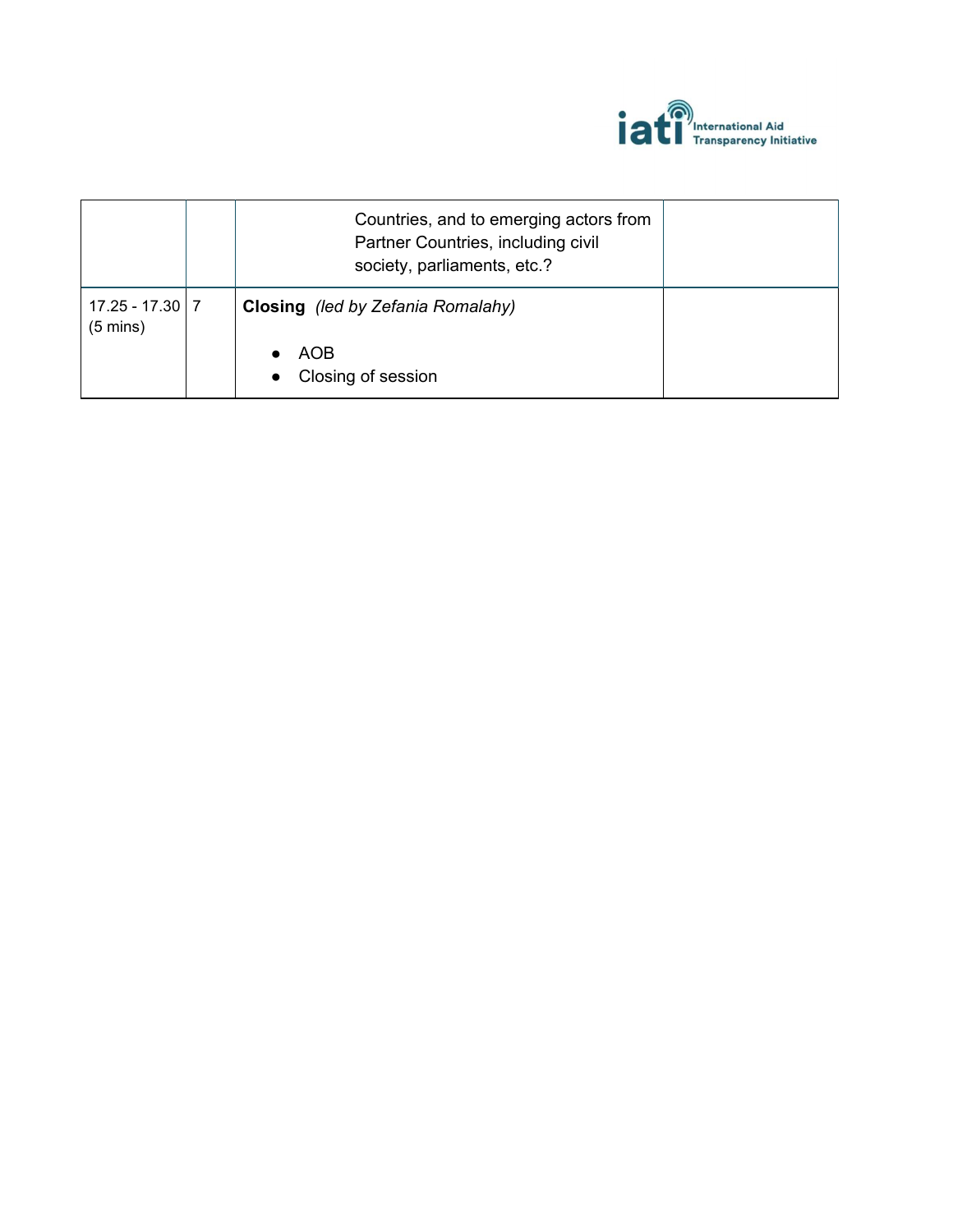| | | | |
|---|---|---|---|
| | | Countries, and to emerging actors from Partner Countries, including civil society, parliaments, etc.? | |
| 17.25 - 17.30 (5 mins) | 7 | **Closing** *(led by Zefania Romalahy)*<br><br>● AOB<br>● Closing of session | |